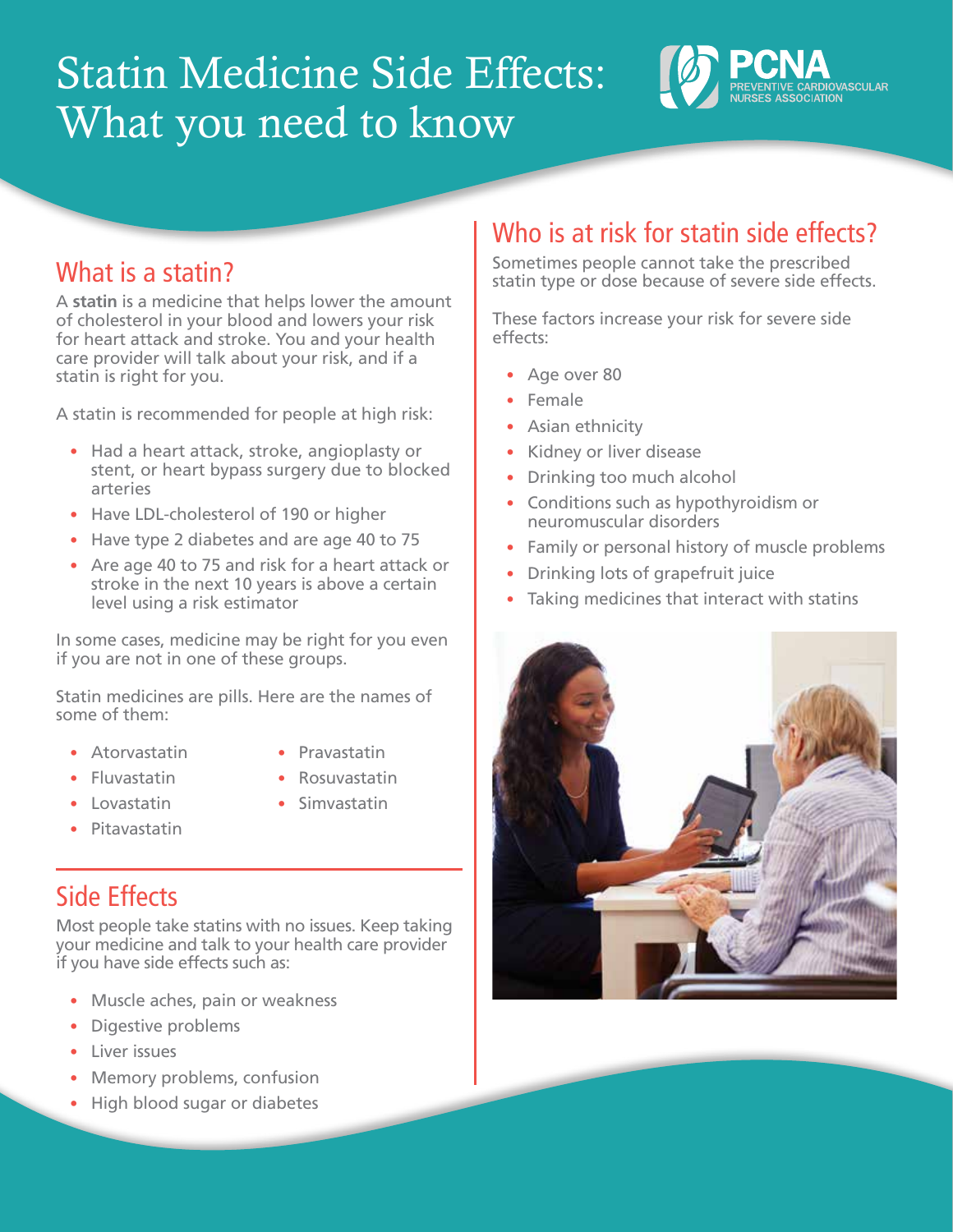# Statin Medicine Side Effects: What you need to know

PCNA PREVENTIVE CARDIOVASCULAR NURSES ASSOCIATION

## What is a statin?

A **statin** is a medicine that helps lower the amount of cholesterol in your blood and lowers your risk for heart attack and stroke. You and your health care provider will talk about your risk, and if a statin is right for you.

A statin is recommended for people at high risk:

- Had a heart attack, stroke, angioplasty or stent, or heart bypass surgery due to blocked arteries
- Have LDL-cholesterol of 190 or higher
- Have type 2 diabetes and are age 40 to 75
- Are age 40 to 75 and risk for a heart attack or stroke in the next 10 years is above a certain level using a risk estimator

In some cases, medicine may be right for you even if you are not in one of these groups.

Statin medicines are pills. Here are the names of some of them:

- Atorvastatin
- Fluvastatin
- Lovastatin
- Pitavastatin
- Pravastatin
- Rosuvastatin
- Simvastatin

## Side Effects

Most people take statins with no issues. Keep taking your medicine and talk to your health care provider if you have side effects such as:

- Muscle aches, pain or weakness
- Digestive problems
- Liver issues
- Memory problems, confusion
- High blood sugar or diabetes

## Who is at risk for statin side effects?

Sometimes people cannot take the prescribed statin type or dose because of severe side effects.

These factors increase your risk for severe side effects:

- Age over 80
- Female
- Asian ethnicity
- Kidney or liver disease
- Drinking too much alcohol
- Conditions such as hypothyroidism or neuromuscular disorders
- Family or personal history of muscle problems
- Drinking lots of grapefruit juice
- Taking medicines that interact with statins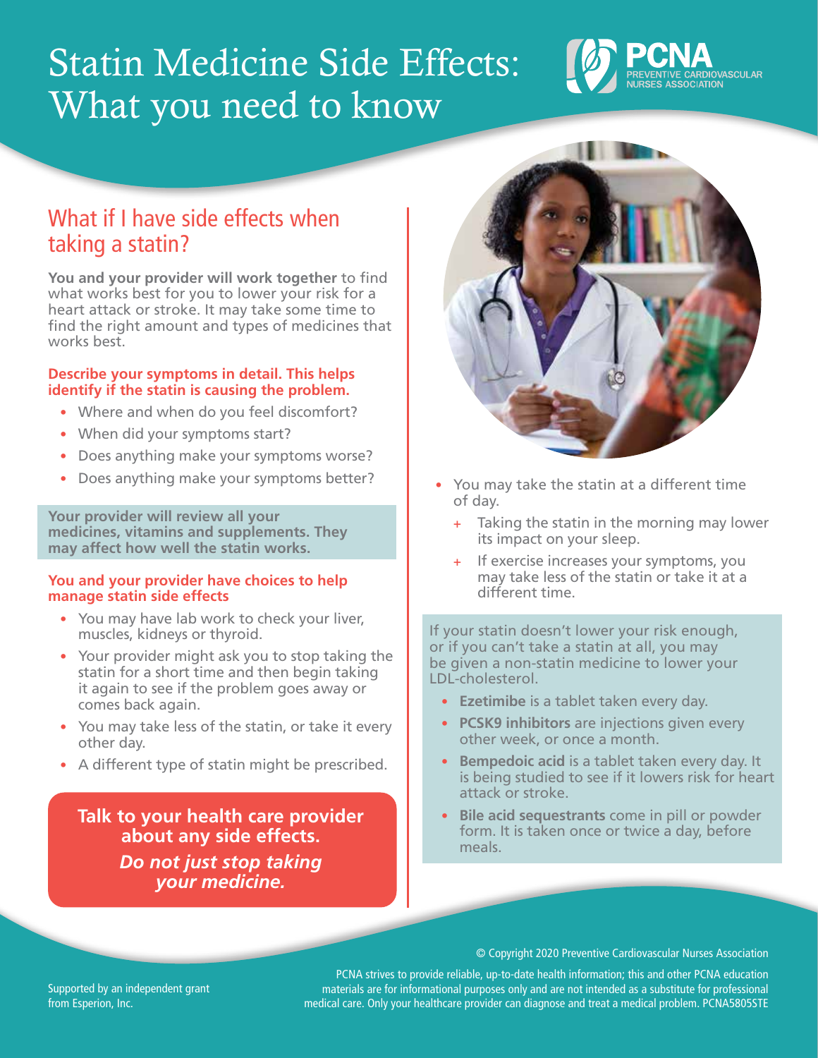# Statin Medicine Side Effects: What you need to know

## What if I have side effects when taking a statin?

**You and your provider will work together** to find what works best for you to lower your risk for a heart attack or stroke. It may take some time to find the right amount and types of medicines that works best.

**Describe your symptoms in detail. This helps identify if the statin is causing the problem.**

- Where and when do you feel discomfort?
- When did your symptoms start?
- Does anything make your symptoms worse?
- Does anything make your symptoms better?

**Your provider will review all your medicines, vitamins and supplements. They may affect how well the statin works.**

**You and your provider have choices to help manage statin side effects**

- You may have lab work to check your liver, muscles, kidneys or thyroid.
- Your provider might ask you to stop taking the statin for a short time and then begin taking it again to see if the problem goes away or comes back again.
- You may take less of the statin, or take it every other day.
- A different type of statin might be prescribed.

**Talk to your health care provider about any side effects.**

***Do not just stop taking your medicine.***

- You may take the statin at a different time of day.
  - Taking the statin in the morning may lower its impact on your sleep.
  - If exercise increases your symptoms, you may take less of the statin or take it at a different time.

If your statin doesn't lower your risk enough, or if you can't take a statin at all, you may be given a non-statin medicine to lower your LDL-cholesterol.

- **Ezetimibe** is a tablet taken every day.
- **PCSK9 inhibitors** are injections given every other week, or once a month.
- **Bempedoic acid** is a tablet taken every day. It is being studied to see if it lowers risk for heart attack or stroke.
- **Bile acid sequestrants** come in pill or powder form. It is taken once or twice a day, before meals.

© Copyright 2020 Preventive Cardiovascular Nurses Association

Supported by an independent grant from Esperion, Inc.

PCNA strives to provide reliable, up-to-date health information; this and other PCNA education materials are for informational purposes only and are not intended as a substitute for professional medical care. Only your healthcare provider can diagnose and treat a medical problem. PCNA5805STE